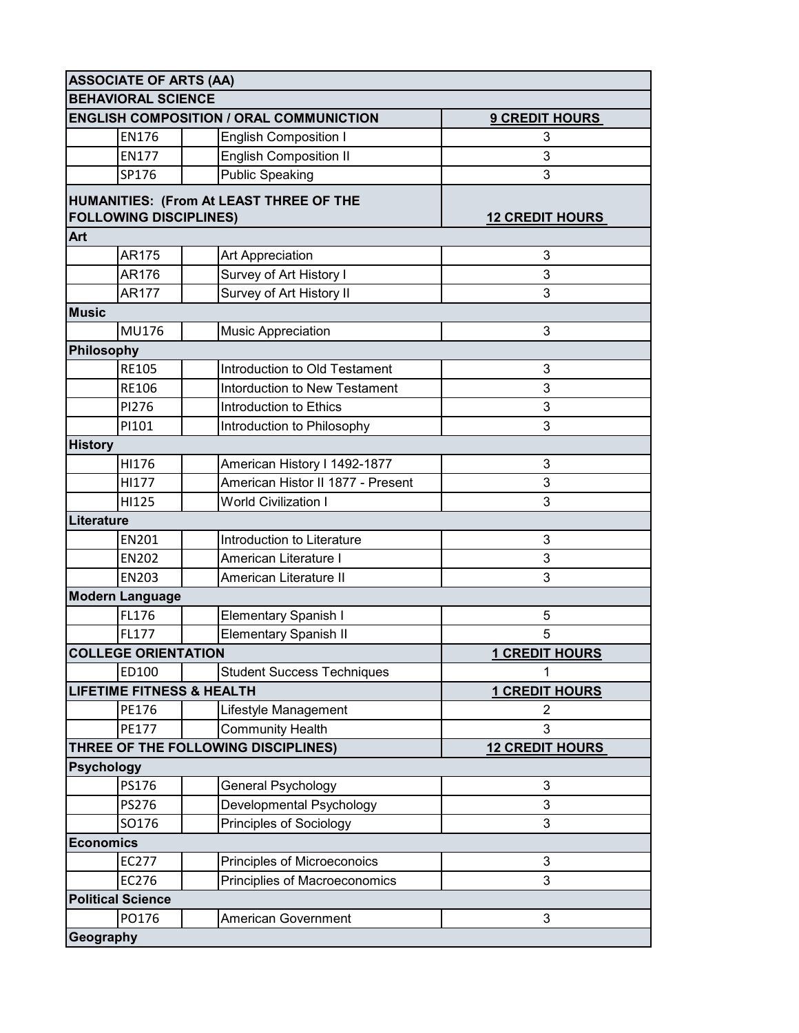| ASSOCIATE OF ARTS (AA) | | | |
|---|---|---|---|
| **BEHAVIORAL SCIENCE** | | | |
| **ENGLISH COMPOSITION / ORAL COMMUNICTION** | | | **9 CREDIT HOURS** |
| | EN176 | English Composition I | 3 |
| | EN177 | English Composition II | 3 |
| | SP176 | Public Speaking | 3 |
| **HUMANITIES: (From At LEAST THREE OF THE FOLLOWING DISCIPLINES)** | | | **12 CREDIT HOURS** |
| **Art** | | | |
| | AR175 | Art Appreciation | 3 |
| | AR176 | Survey of Art History I | 3 |
| | AR177 | Survey of Art History II | 3 |
| **Music** | | | |
| | MU176 | Music Appreciation | 3 |
| **Philosophy** | | | |
| | RE105 | Introduction to Old Testament | 3 |
| | RE106 | Intorduction to New Testament | 3 |
| | PI276 | Introduction to Ethics | 3 |
| | PI101 | Introduction to Philosophy | 3 |
| **History** | | | |
| | HI176 | American History I 1492-1877 | 3 |
| | HI177 | American Histor II 1877 - Present | 3 |
| | HI125 | World Civilization I | 3 |
| **Literature** | | | |
| | EN201 | Introduction to Literature | 3 |
| | EN202 | American Literature I | 3 |
| | EN203 | American Literature II | 3 |
| **Modern Language** | | | |
| | FL176 | Elementary Spanish I | 5 |
| | FL177 | Elementary Spanish II | 5 |
| **COLLEGE ORIENTATION** | | | **1 CREDIT HOURS** |
| | ED100 | Student Success Techniques | 1 |
| **LIFETIME FITNESS & HEALTH** | | | **1 CREDIT HOURS** |
| | PE176 | Lifestyle Management | 2 |
| | PE177 | Community Health | 3 |
| **THREE OF THE FOLLOWING DISCIPLINES)** | | | **12 CREDIT HOURS** |
| **Psychology** | | | |
| | PS176 | General Psychology | 3 |
| | PS276 | Developmental Psychology | 3 |
| | SO176 | Principles of Sociology | 3 |
| **Economics** | | | |
| | EC277 | Principles of Microeconoics | 3 |
| | EC276 | Principlies of Macroeconomics | 3 |
| **Political Science** | | | |
| | PO176 | American Government | 3 |
| **Geography** | | | |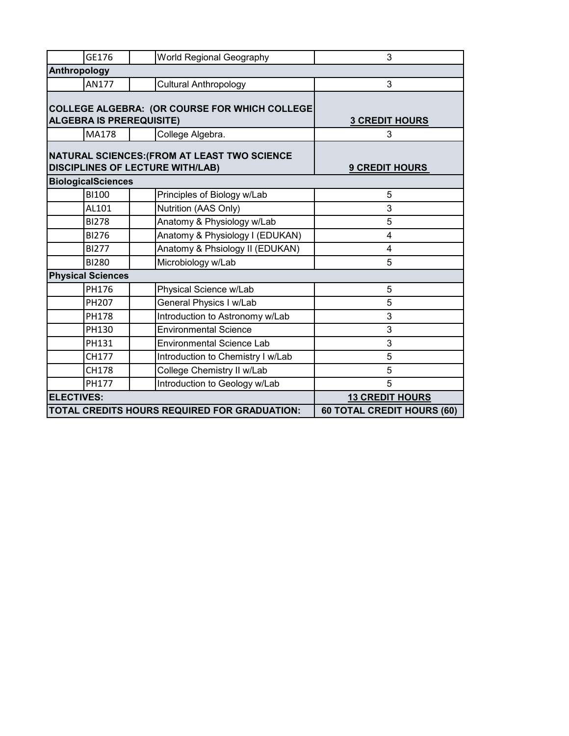| | | | | |
|---|---|---|---|---|
| | GE176 | | World Regional Geography | 3 |
| **Anthropology** | | | | |
| | AN177 | | Cultural Anthropology | 3 |
| **COLLEGE ALGEBRA: (OR COURSE FOR WHICH COLLEGE ALGEBRA IS PREREQUISITE)** | | | | **3 CREDIT HOURS** |
| | MA178 | | College Algebra. | 3 |
| **NATURAL SCIENCES:(FROM AT LEAST TWO SCIENCE DISCIPLINES OF LECTURE WITH/LAB)** | | | | **9 CREDIT HOURS** |
| **BiologicalSciences** | | | | |
| | BI100 | | Principles of Biology w/Lab | 5 |
| | AL101 | | Nutrition (AAS Only) | 3 |
| | BI278 | | Anatomy & Physiology w/Lab | 5 |
| | BI276 | | Anatomy & Physiology I (EDUKAN) | 4 |
| | BI277 | | Anatomy & Phsiology II (EDUKAN) | 4 |
| | BI280 | | Microbiology w/Lab | 5 |
| **Physical Sciences** | | | | |
| | PH176 | | Physical Science w/Lab | 5 |
| | PH207 | | General Physics I w/Lab | 5 |
| | PH178 | | Introduction to Astronomy w/Lab | 3 |
| | PH130 | | Environmental Science | 3 |
| | PH131 | | Environmental Science Lab | 3 |
| | CH177 | | Introduction to Chemistry I w/Lab | 5 |
| | CH178 | | College Chemistry II w/Lab | 5 |
| | PH177 | | Introduction to Geology w/Lab | 5 |
| **ELECTIVES:** | | | | **13 CREDIT HOURS** |
| **TOTAL CREDITS HOURS REQUIRED FOR GRADUATION:** | | | | **60 TOTAL CREDIT HOURS (60)** |